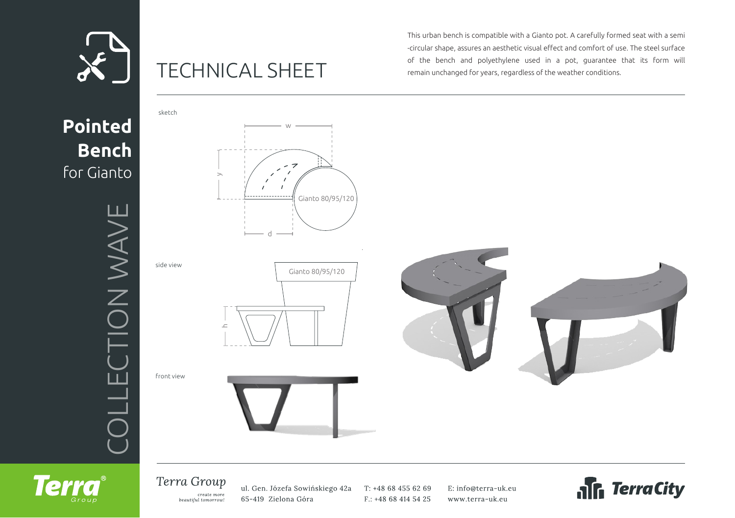# Pointed Bench

for Gianto

COLLECTION WAVE

# TECHNICAL SHEET

This urban bench is compatible with a Giainto pot. A carefully formed seat with a semi -circular shape, assures an aesthetic visual effect and comfort of use. The steel surface of the bench and polyethylene used in a pot, guarantee that its form will remain unchanged for years, regardless of the weather conditions.

sketch

w

y

d

Giainto 80/95/120

side view

Giainto 80/95/120

h

front view

*Terra Group*

*create more beautiful tomorrow!*

ul. Gen. Józefa Sowińskiego 42a
65-419 Zielona Góra

T: +48 68 455 62 69
F.: +48 68 414 54 25

E: info@terra-uk.eu
www.terra-uk.eu

TerraCity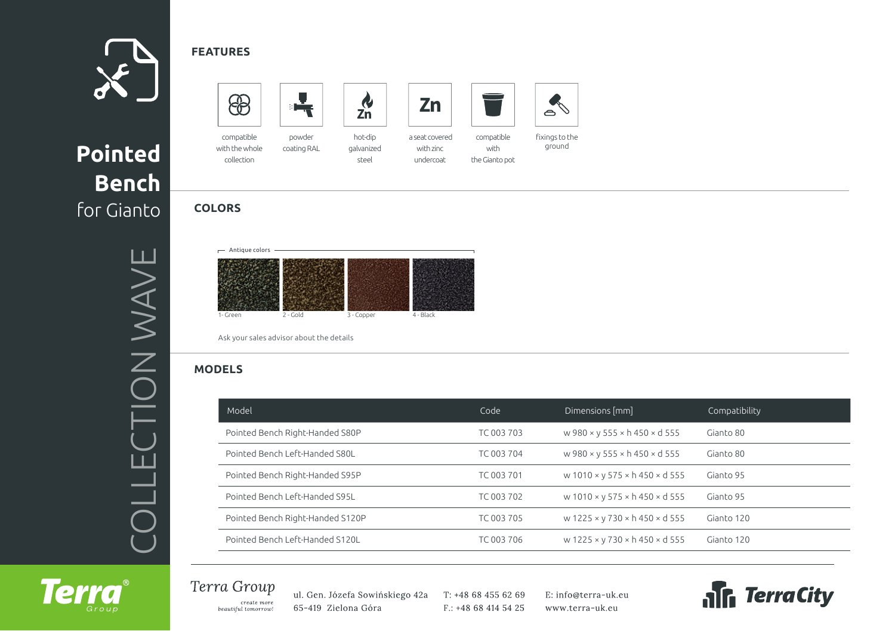# Pointed Bench
for Gianto

COLLECTION WAVE

## FEATURES

- compatible with the whole collection
- powder coating RAL
- hot-dip galvanized steel
- a seat covered with zinc undercoat
- compatible with the Giano pot
- fixings to the ground

## COLORS

Antique colors

1 - Green
2 - Gold
3 - Copper
4 - Black

Ask your sales advisor about the details

## MODELS

| Model | Code | Dimensions [mm] | Compatibility |
|---|---|---|---|
| Pointed Bench Right-Handed S80P | TC 003 703 | w 980 × y 555 × h 450 × d 555 | Gianto 80 |
| Pointed Bench Left-Handed S80L | TC 003 704 | w 980 × y 555 × h 450 × d 555 | Gianto 80 |
| Pointed Bench Right-Handed S95P | TC 003 701 | w 1010 × y 575 × h 450 × d 555 | Gianto 95 |
| Pointed Bench Left-Handed S95L | TC 003 702 | w 1010 × y 575 × h 450 × d 555 | Gianto 95 |
| Pointed Bench Right-Handed S120P | TC 003 705 | w 1225 × y 730 × h 450 × d 555 | Gianto 120 |
| Pointed Bench Left-Handed S120L | TC 003 706 | w 1225 × y 730 × h 450 × d 555 | Gianto 120 |

Terra Group
create more beautiful tomorrow!

ul. Gen. Józefa Sowińskiego 42a
65-419 Zielona Góra

T: +48 68 455 62 69
F.: +48 68 414 54 25

E: info@terra-uk.eu
www.terra-uk.eu

TerraCity